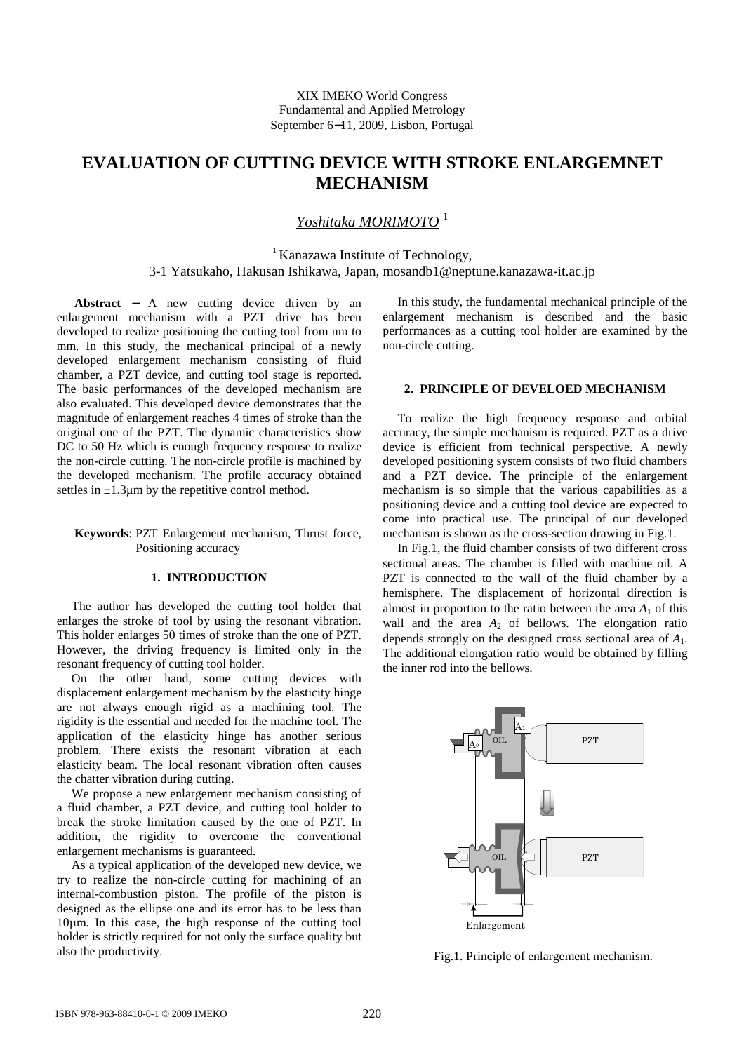XIX IMEKO World Congress
Fundamental and Applied Metrology
September 6−11, 2009, Lisbon, Portugal

# EVALUATION OF CUTTING DEVICE WITH STROKE ENLARGEMNET MECHANISM

*Yoshitaka MORIMOTO* [1]

[1] Kanazawa Institute of Technology,
3-1 Yatsukaho, Hakusan Ishikawa, Japan, mosandb1@neptune.kanazawa-it.ac.jp

**Abstract** − A new cutting device driven by an enlargement mechanism with a PZT drive has been developed to realize positioning the cutting tool from nm to mm. In this study, the mechanical principal of a newly developed enlargement mechanism consisting of fluid chamber, a PZT device, and cutting tool stage is reported. The basic performances of the developed mechanism are also evaluated. This developed device demonstrates that the magnitude of enlargement reaches 4 times of stroke than the original one of the PZT. The dynamic characteristics show DC to 50 Hz which is enough frequency response to realize the non-circle cutting. The non-circle profile is machined by the developed mechanism. The profile accuracy obtained settles in ±1.3μm by the repetitive control method.

**Keywords**: PZT Enlargement mechanism, Thrust force, Positioning accuracy

## 1. INTRODUCTION

The author has developed the cutting tool holder that enlarges the stroke of tool by using the resonant vibration. This holder enlarges 50 times of stroke than the one of PZT. However, the driving frequency is limited only in the resonant frequency of cutting tool holder.

On the other hand, some cutting devices with displacement enlargement mechanism by the elasticity hinge are not always enough rigid as a machining tool. The rigidity is the essential and needed for the machine tool. The application of the elasticity hinge has another serious problem. There exists the resonant vibration at each elasticity beam. The local resonant vibration often causes the chatter vibration during cutting.

We propose a new enlargement mechanism consisting of a fluid chamber, a PZT device, and cutting tool holder to break the stroke limitation caused by the one of PZT. In addition, the rigidity to overcome the conventional enlargement mechanisms is guaranteed.

As a typical application of the developed new device, we try to realize the non-circle cutting for machining of an internal-combustion piston. The profile of the piston is designed as the ellipse one and its error has to be less than 10μm. In this case, the high response of the cutting tool holder is strictly required for not only the surface quality but also the productivity.

In this study, the fundamental mechanical principle of the enlargement mechanism is described and the basic performances as a cutting tool holder are examined by the non-circle cutting.

## 2. PRINCIPLE OF DEVELOED MECHANISM

To realize the high frequency response and orbital accuracy, the simple mechanism is required. PZT as a drive device is efficient from technical perspective. A newly developed positioning system consists of two fluid chambers and a PZT device. The principle of the enlargement mechanism is so simple that the various capabilities as a positioning device and a cutting tool device are expected to come into practical use. The principal of our developed mechanism is shown as the cross-section drawing in Fig.1.

In Fig.1, the fluid chamber consists of two different cross sectional areas. The chamber is filled with machine oil. A PZT is connected to the wall of the fluid chamber by a hemisphere. The displacement of horizontal direction is almost in proportion to the ratio between the area $A_1$ of this wall and the area $A_2$ of bellows. The elongation ratio depends strongly on the designed cross sectional area of $A_1$. The additional elongation ratio would be obtained by filling the inner rod into the bellows.

Fig.1. Principle of enlargement mechanism.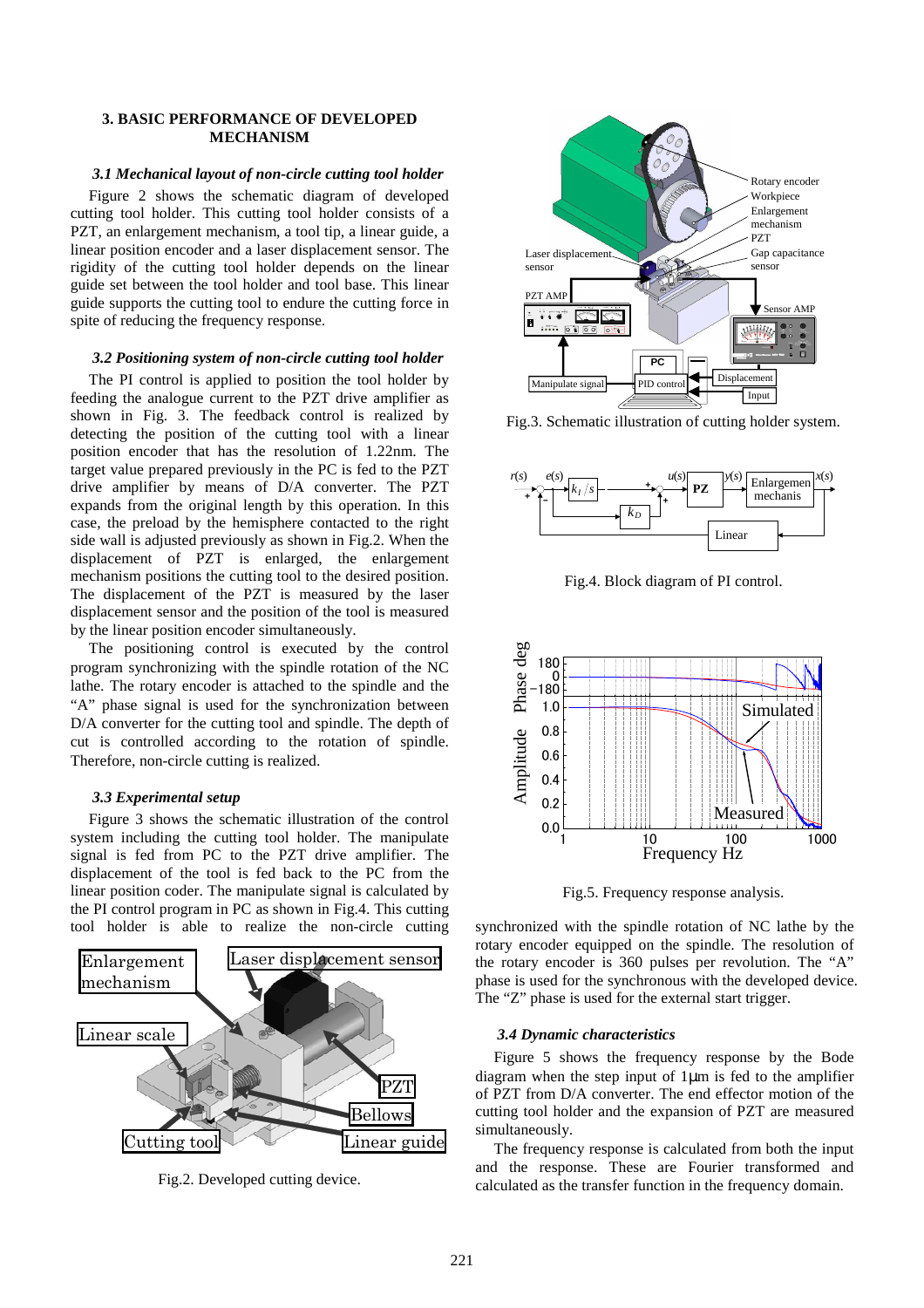## 3. BASIC PERFORMANCE OF DEVELOPED MECHANISM

### *3.1 Mechanical layout of non-circle cutting tool holder*

Figure 2 shows the schematic diagram of developed cutting tool holder. This cutting tool holder consists of a PZT, an enlargement mechanism, a tool tip, a linear guide, a linear position encoder and a laser displacement sensor. The rigidity of the cutting tool holder depends on the linear guide set between the tool holder and tool base. This linear guide supports the cutting tool to endure the cutting force in spite of reducing the frequency response.

### *3.2 Positioning system of non-circle cutting tool holder*

The PI control is applied to position the tool holder by feeding the analogue current to the PZT drive amplifier as shown in Fig. 3. The feedback control is realized by detecting the position of the cutting tool with a linear position encoder that has the resolution of 1.22nm. The target value prepared previously in the PC is fed to the PZT drive amplifier by means of D/A converter. The PZT expands from the original length by this operation. In this case, the preload by the hemisphere contacted to the right side wall is adjusted previously as shown in Fig.2. When the displacement of PZT is enlarged, the enlargement mechanism positions the cutting tool to the desired position. The displacement of the PZT is measured by the laser displacement sensor and the position of the tool is measured by the linear position encoder simultaneously.

The positioning control is executed by the control program synchronizing with the spindle rotation of the NC lathe. The rotary encoder is attached to the spindle and the "A" phase signal is used for the synchronization between D/A converter for the cutting tool and spindle. The depth of cut is controlled according to the rotation of spindle. Therefore, non-circle cutting is realized.

### *3.3 Experimental setup*

Figure 3 shows the schematic illustration of the control system including the cutting tool holder. The manipulate signal is fed from PC to the PZT drive amplifier. The displacement of the tool is fed back to the PC from the linear position coder. The manipulate signal is calculated by the PI control program in PC as shown in Fig.4. This cutting tool holder is able to realize the non-circle cutting synchronized with the spindle rotation of NC lathe by the rotary encoder equipped on the spindle. The resolution of the rotary encoder is 360 pulses per revolution. The "A" phase is used for the synchronous with the developed device. The "Z" phase is used for the external start trigger.

Fig.2. Developed cutting device.

Fig.3. Schematic illustration of cutting holder system.

Fig.4. Block diagram of PI control.

Fig.5. Frequency response analysis.

### *3.4 Dynamic characteristics*

Figure 5 shows the frequency response by the Bode diagram when the step input of 1μm is fed to the amplifier of PZT from D/A converter. The end effector motion of the cutting tool holder and the expansion of PZT are measured simultaneously.

The frequency response is calculated from both the input and the response. These are Fourier transformed and calculated as the transfer function in the frequency domain.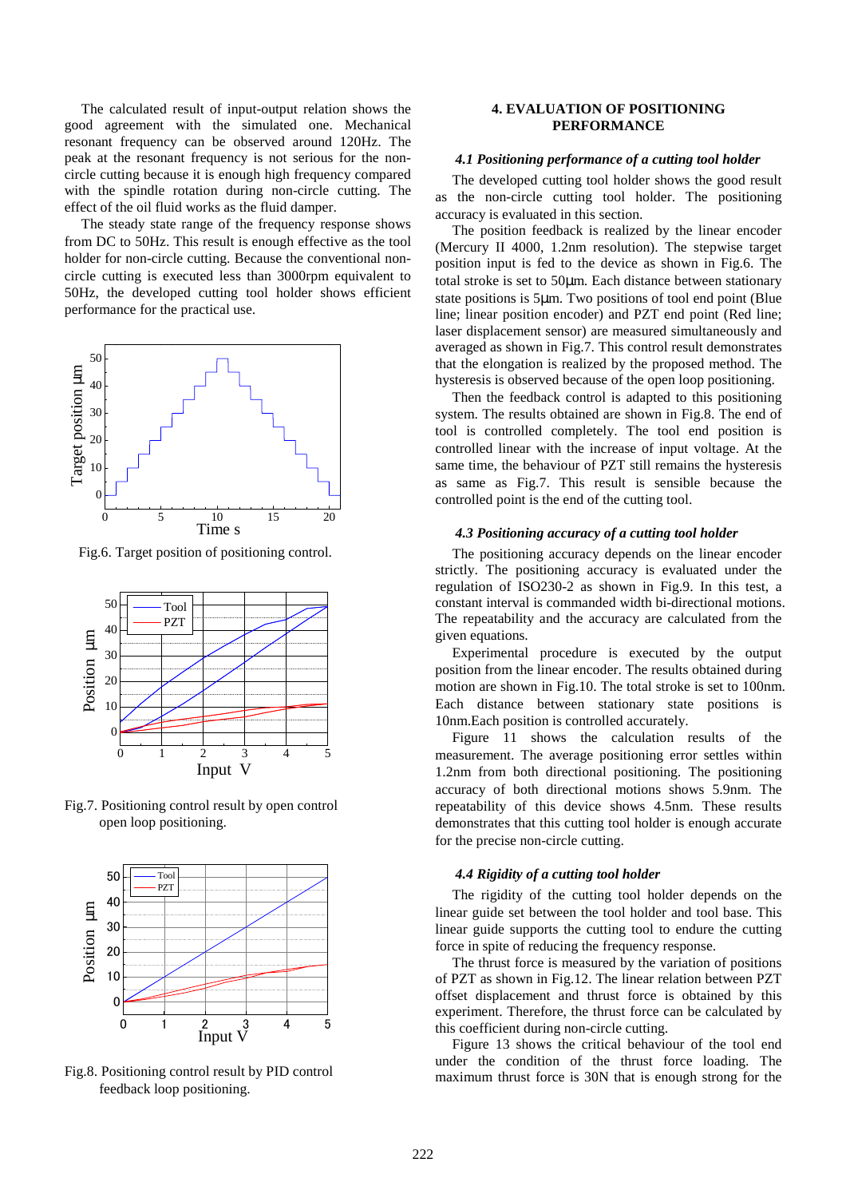The calculated result of input-output relation shows the good agreement with the simulated one. Mechanical resonant frequency can be observed around 120Hz. The peak at the resonant frequency is not serious for the non-circle cutting because it is enough high frequency compared with the spindle rotation during non-circle cutting. The effect of the oil fluid works as the fluid damper.

The steady state range of the frequency response shows from DC to 50Hz. This result is enough effective as the tool holder for non-circle cutting. Because the conventional non-circle cutting is executed less than 3000rpm equivalent to 50Hz, the developed cutting tool holder shows efficient performance for the practical use.

Fig.6. Target position of positioning control.

Fig.7. Positioning control result by open control open loop positioning.

Fig.8. Positioning control result by PID control feedback loop positioning.

## 4. EVALUATION OF POSITIONING PERFORMANCE

### *4.1 Positioning performance of a cutting tool holder*

The developed cutting tool holder shows the good result as the non-circle cutting tool holder. The positioning accuracy is evaluated in this section.

The position feedback is realized by the linear encoder (Mercury II 4000, 1.2nm resolution). The stepwise target position input is fed to the device as shown in Fig.6. The total stroke is set to 50μm. Each distance between stationary state positions is 5μm. Two positions of tool end point (Blue line; linear position encoder) and PZT end point (Red line; laser displacement sensor) are measured simultaneously and averaged as shown in Fig.7. This control result demonstrates that the elongation is realized by the proposed method. The hysteresis is observed because of the open loop positioning.

Then the feedback control is adapted to this positioning system. The results obtained are shown in Fig.8. The end of tool is controlled completely. The tool end position is controlled linear with the increase of input voltage. At the same time, the behaviour of PZT still remains the hysteresis as same as Fig.7. This result is sensible because the controlled point is the end of the cutting tool.

### *4.3 Positioning accuracy of a cutting tool holder*

The positioning accuracy depends on the linear encoder strictly. The positioning accuracy is evaluated under the regulation of ISO230-2 as shown in Fig.9. In this test, a constant interval is commanded width bi-directional motions. The repeatability and the accuracy are calculated from the given equations.

Experimental procedure is executed by the output position from the linear encoder. The results obtained during motion are shown in Fig.10. The total stroke is set to 100nm. Each distance between stationary state positions is 10nm.Each position is controlled accurately.

Figure 11 shows the calculation results of the measurement. The average positioning error settles within 1.2nm from both directional positioning. The positioning accuracy of both directional motions shows 5.9nm. The repeatability of this device shows 4.5nm. These results demonstrates that this cutting tool holder is enough accurate for the precise non-circle cutting.

### *4.4 Rigidity of a cutting tool holder*

The rigidity of the cutting tool holder depends on the linear guide set between the tool holder and tool base. This linear guide supports the cutting tool to endure the cutting force in spite of reducing the frequency response.

The thrust force is measured by the variation of positions of PZT as shown in Fig.12. The linear relation between PZT offset displacement and thrust force is obtained by this experiment. Therefore, the thrust force can be calculated by this coefficient during non-circle cutting.

Figure 13 shows the critical behaviour of the tool end under the condition of the thrust force loading. The maximum thrust force is 30N that is enough strong for the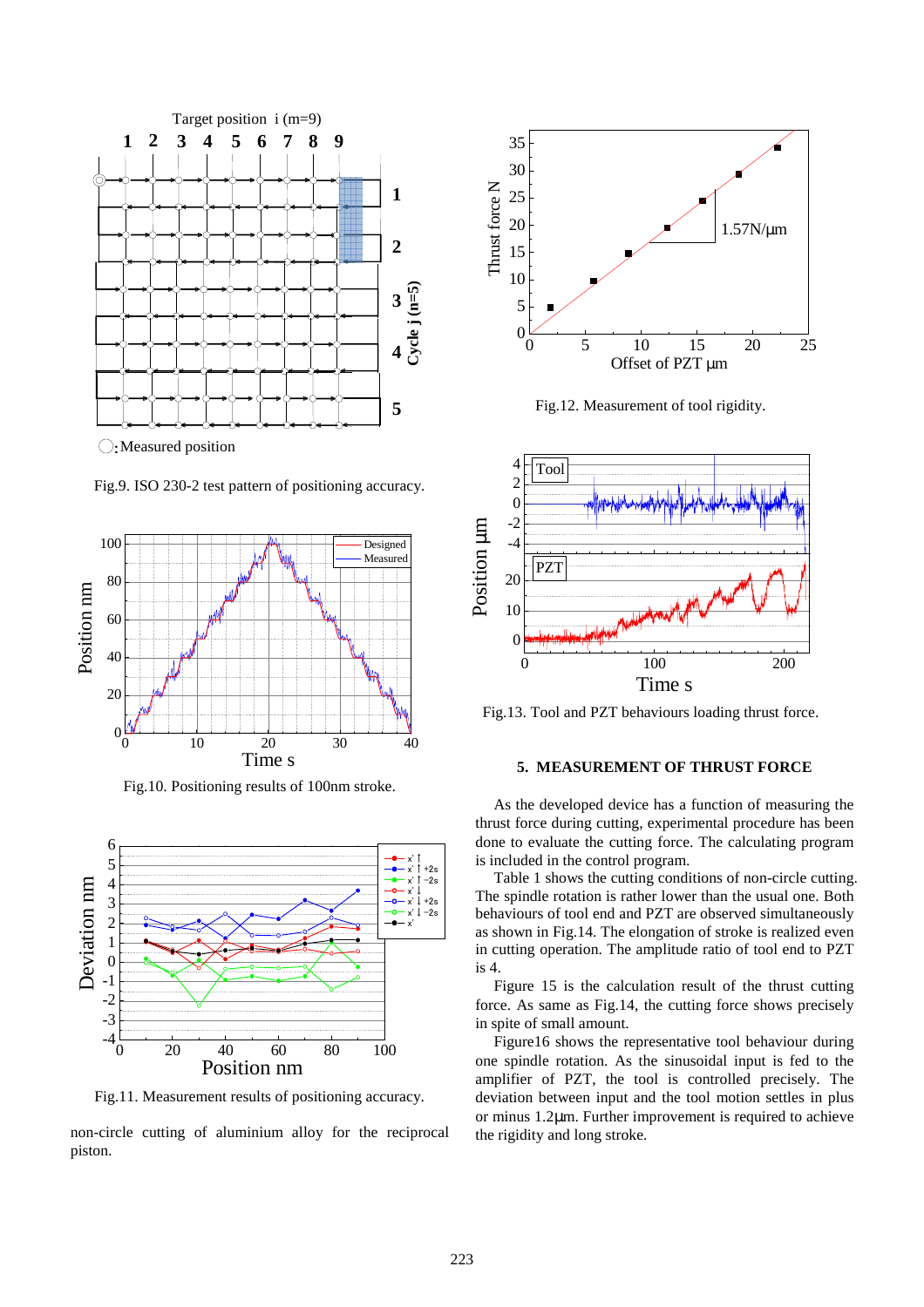Fig.9. ISO 230-2 test pattern of positioning accuracy.

Fig.10. Positioning results of 100nm stroke.

Fig.11. Measurement results of positioning accuracy.

non-circle cutting of aluminium alloy for the reciprocal piston.

Fig.12. Measurement of tool rigidity.

Fig.13. Tool and PZT behaviours loading thrust force.

## 5. MEASUREMENT OF THRUST FORCE

As the developed device has a function of measuring the thrust force during cutting, experimental procedure has been done to evaluate the cutting force. The calculating program is included in the control program.

Table 1 shows the cutting conditions of non-circle cutting. The spindle rotation is rather lower than the usual one. Both behaviours of tool end and PZT are observed simultaneously as shown in Fig.14. The elongation of stroke is realized even in cutting operation. The amplitude ratio of tool end to PZT is 4.

Figure 15 is the calculation result of the thrust cutting force. As same as Fig.14, the cutting force shows precisely in spite of small amount.

Figure16 shows the representative tool behaviour during one spindle rotation. As the sinusoidal input is fed to the amplifier of PZT, the tool is controlled precisely. The deviation between input and the tool motion settles in plus or minus 1.2μm. Further improvement is required to achieve the rigidity and long stroke.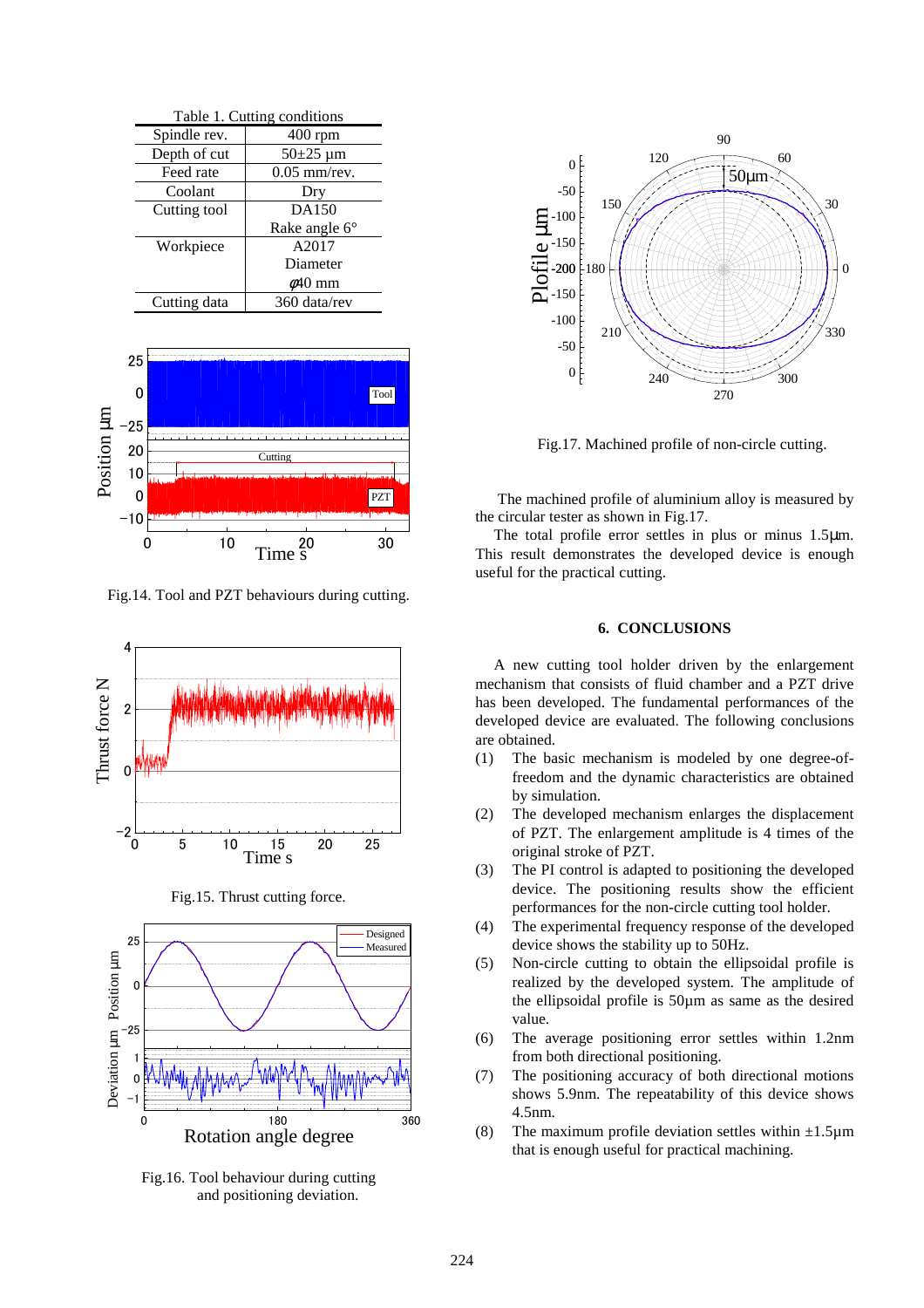Table 1. Cutting conditions

| | |
|---|---|
| Spindle rev. | 400 rpm |
| Depth of cut | 50±25 μm |
| Feed rate | 0.05 mm/rev. |
| Coolant | Dry |
| Cutting tool | DA150<br>Rake angle 6° |
| Workpiece | A2017<br>Diameter<br>$\phi$40 mm |
| Cutting data | 360 data/rev |

Fig.14. Tool and PZT behaviours during cutting.

Fig.15. Thrust cutting force.

Fig.16. Tool behaviour during cutting and positioning deviation.

Fig.17. Machined profile of non-circle cutting.

The machined profile of aluminium alloy is measured by the circular tester as shown in Fig.17.

The total profile error settles in plus or minus 1.5μm. This result demonstrates the developed device is enough useful for the practical cutting.

## 6. CONCLUSIONS

A new cutting tool holder driven by the enlargement mechanism that consists of fluid chamber and a PZT drive has been developed. The fundamental performances of the developed device are evaluated. The following conclusions are obtained.

(1) The basic mechanism is modeled by one degree-of-freedom and the dynamic characteristics are obtained by simulation.
(2) The developed mechanism enlarges the displacement of PZT. The enlargement amplitude is 4 times of the original stroke of PZT.
(3) The PI control is adapted to positioning the developed device. The positioning results show the efficient performances for the non-circle cutting tool holder.
(4) The experimental frequency response of the developed device shows the stability up to 50Hz.
(5) Non-circle cutting to obtain the ellipsoidal profile is realized by the developed system. The amplitude of the ellipsoidal profile is 50μm as same as the desired value.
(6) The average positioning error settles within 1.2nm from both directional positioning.
(7) The positioning accuracy of both directional motions shows 5.9nm. The repeatability of this device shows 4.5nm.
(8) The maximum profile deviation settles within ±1.5μm that is enough useful for practical machining.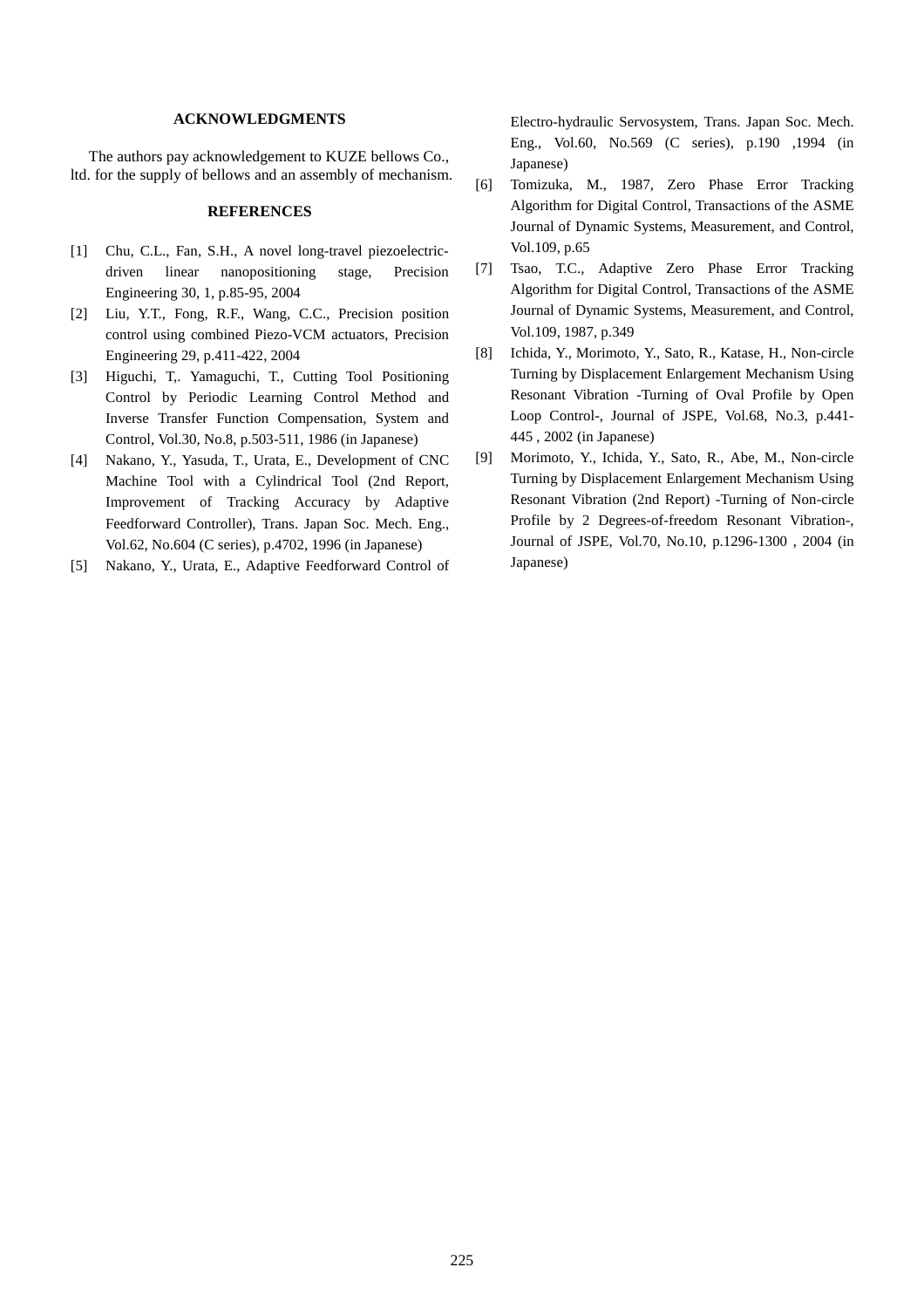## ACKNOWLEDGMENTS

The authors pay acknowledgement to KUZE bellows Co., ltd. for the supply of bellows and an assembly of mechanism.

## REFERENCES

[1] Chu, C.L., Fan, S.H., A novel long-travel piezoelectric-driven linear nanopositioning stage, Precision Engineering 30, 1, p.85-95, 2004

[2] Liu, Y.T., Fong, R.F., Wang, C.C., Precision position control using combined Piezo-VCM actuators, Precision Engineering 29, p.411-422, 2004

[3] Higuchi, T,. Yamaguchi, T., Cutting Tool Positioning Control by Periodic Learning Control Method and Inverse Transfer Function Compensation, System and Control, Vol.30, No.8, p.503-511, 1986 (in Japanese)

[4] Nakano, Y., Yasuda, T., Urata, E., Development of CNC Machine Tool with a Cylindrical Tool (2nd Report, Improvement of Tracking Accuracy by Adaptive Feedforward Controller), Trans. Japan Soc. Mech. Eng., Vol.62, No.604 (C series), p.4702, 1996 (in Japanese)

[5] Nakano, Y., Urata, E., Adaptive Feedforward Control of Electro-hydraulic Servosystem, Trans. Japan Soc. Mech. Eng., Vol.60, No.569 (C series), p.190 ,1994 (in Japanese)

[6] Tomizuka, M., 1987, Zero Phase Error Tracking Algorithm for Digital Control, Transactions of the ASME Journal of Dynamic Systems, Measurement, and Control, Vol.109, p.65

[7] Tsao, T.C., Adaptive Zero Phase Error Tracking Algorithm for Digital Control, Transactions of the ASME Journal of Dynamic Systems, Measurement, and Control, Vol.109, 1987, p.349

[8] Ichida, Y., Morimoto, Y., Sato, R., Katase, H., Non-circle Turning by Displacement Enlargement Mechanism Using Resonant Vibration -Turning of Oval Profile by Open Loop Control-, Journal of JSPE, Vol.68, No.3, p.441-445 , 2002 (in Japanese)

[9] Morimoto, Y., Ichida, Y., Sato, R., Abe, M., Non-circle Turning by Displacement Enlargement Mechanism Using Resonant Vibration (2nd Report) -Turning of Non-circle Profile by 2 Degrees-of-freedom Resonant Vibration-, Journal of JSPE, Vol.70, No.10, p.1296-1300 , 2004 (in Japanese)